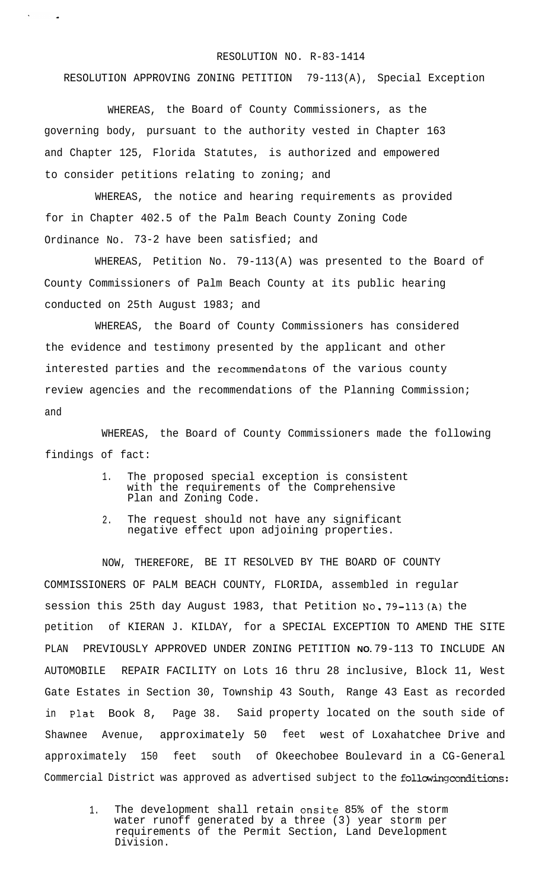RESOLUTION NO. R-83-1414

RESOLUTION APPROVING ZONING PETITION 79-113(A), Special Exception

WHEREAS, the Board of County Commissioners, as the governing body, pursuant to the authority vested in Chapter 163 and Chapter 125, Florida Statutes, is authorized and empowered to consider petitions relating to zoning; and

WHEREAS, the notice and hearing requirements as provided for in Chapter 402.5 of the Palm Beach County Zoning Code Ordinance No. 73-2 have been satisfied; and

WHEREAS, Petition No. 79-113(A) was presented to the Board of County Commissioners of Palm Beach County at its public hearing conducted on 25th August 1983; and

WHEREAS, the Board of County Commissioners has considered the evidence and testimony presented by the applicant and other interested parties and the recommendatons of the various county review agencies and the recommendations of the Planning Commission; and

WHEREAS, the Board of County Commissioners made the following findings of fact:

1. The proposed special exception is consistent with the requirements of the Comprehensive Plan and Zoning Code.
2. The request should not have any significant negative effect upon adjoining properties.

NOW, THEREFORE, BE IT RESOLVED BY THE BOARD OF COUNTY COMMISSIONERS OF PALM BEACH COUNTY, FLORIDA, assembled in regular session this 25th day August 1983, that Petition No. 79-113(A) the petition of KIERAN J. KILDAY, for a SPECIAL EXCEPTION TO AMEND THE SITE PLAN PREVIOUSLY APPROVED UNDER ZONING PETITION NO. 79-113 TO INCLUDE AN AUTOMOBILE REPAIR FACILITY on Lots 16 thru 28 inclusive, Block 11, West Gate Estates in Section 30, Township 43 South, Range 43 East as recorded in Plat Book 8, Page 38. Said property located on the south side of Shawnee Avenue, approximately 50 feet west of Loxahatchee Drive and approximately 150 feet south of Okeechobee Boulevard in a CG-General Commercial District was approved as advertised subject to the following conditions:

1. The development shall retain onsite 85% of the storm water runoff generated by a three (3) year storm per requirements of the Permit Section, Land Development Division.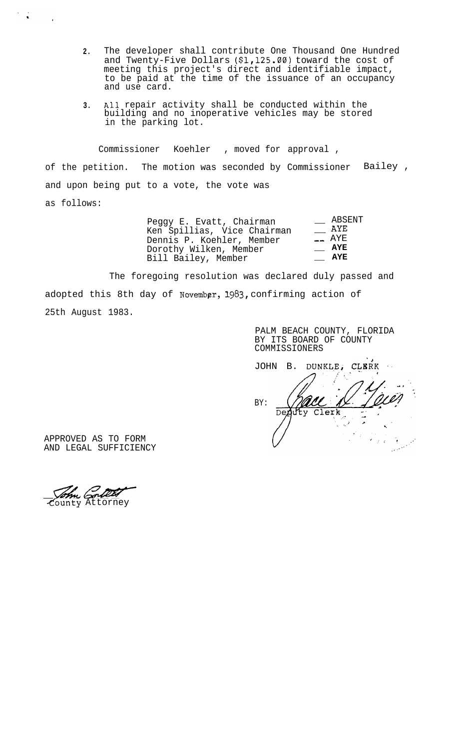2. The developer shall contribute One Thousand One Hundred and Twenty-Five Dollars ($1,125.00) toward the cost of meeting this project's direct and identifiable impact, to be paid at the time of the issuance of an occupancy and use card.

3. All repair activity shall be conducted within the building and no inoperative vehicles may be stored in the parking lot.

Commissioner Koehler, moved for approval, of the petition. The motion was seconded by Commissioner Bailey, and upon being put to a vote, the vote was as follows:

| | |
|---|---|
| Peggy E. Evatt, Chairman | ABSENT |
| Ken Spillias, Vice Chairman | AYE |
| Dennis P. Koehler, Member | AYE |
| Dorothy Wilken, Member | AYE |
| Bill Bailey, Member | AYE |

The foregoing resolution was declared duly passed and adopted this 8th day of November, 1983, confirming action of 25th August 1983.

PALM BEACH COUNTY, FLORIDA
BY ITS BOARD OF COUNTY
COMMISSIONERS

JOHN B. DUNKLE, CLERK

BY: Deputy Clerk

APPROVED AS TO FORM
AND LEGAL SUFFICIENCY

County Attorney